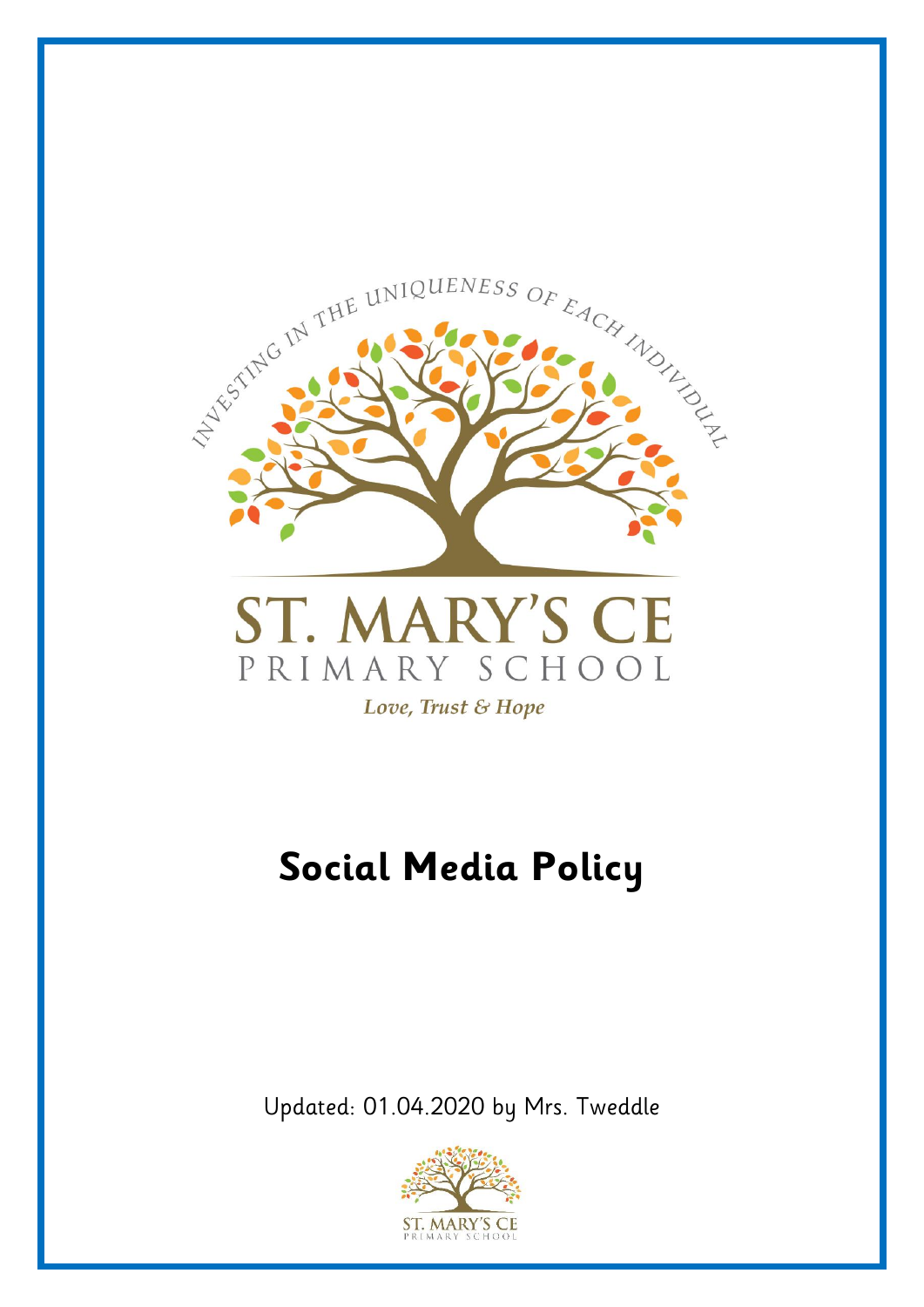INVESTING IN THE UNIQUENESS OF EACH INDIVIDUAL

ST. MARY'S CE

PRIMARY SCHOOL

*Love, Trust & Hope*

# Social Media Policy

Updated: 01.04.2020 by Mrs. Tweddle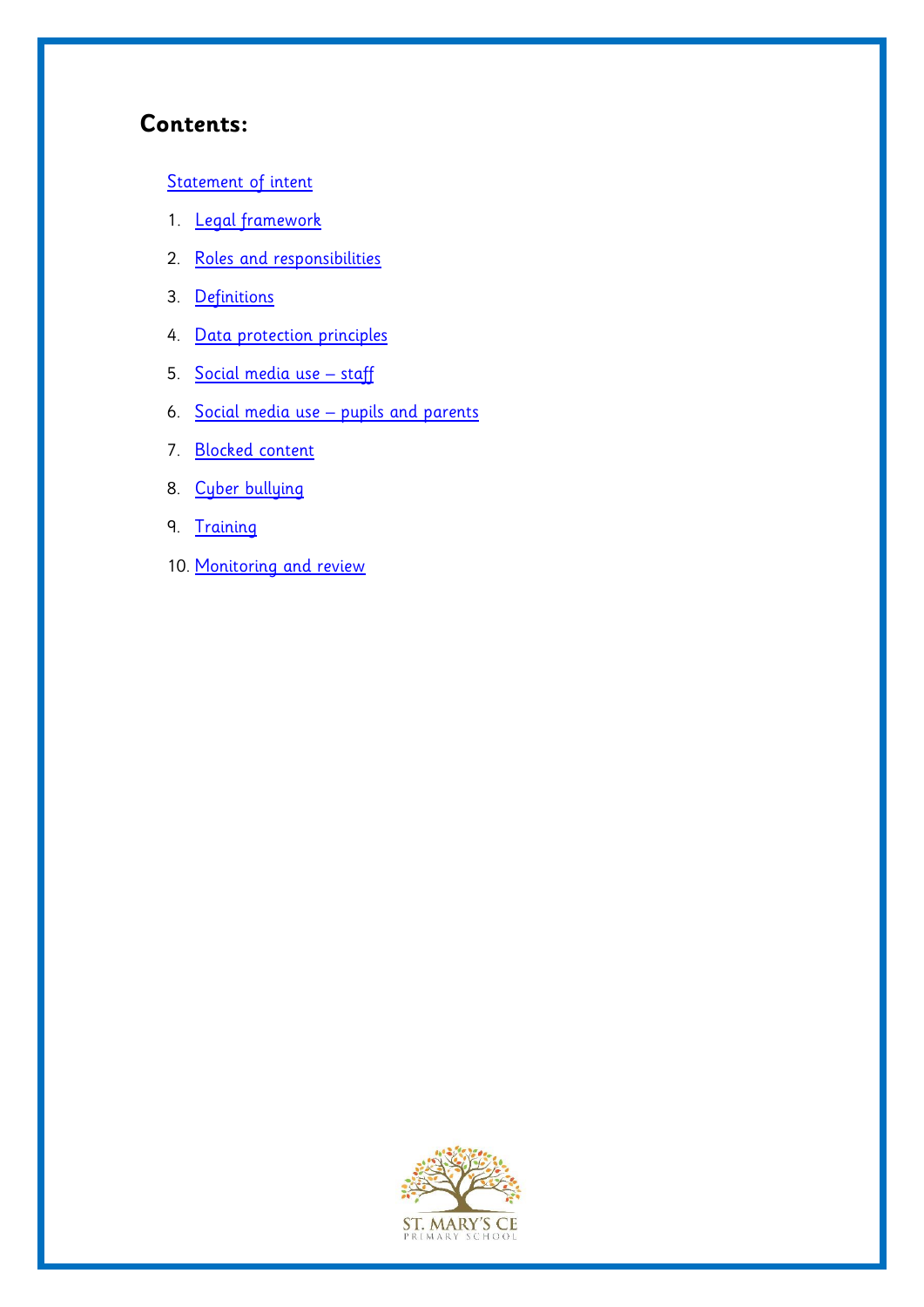## Contents:

Statement of intent

1. Legal framework
2. Roles and responsibilities
3. Definitions
4. Data protection principles
5. Social media use – staff
6. Social media use – pupils and parents
7. Blocked content
8. Cyber bullying
9. Training
10. Monitoring and review

ST. MARY'S CE
PRIMARY SCHOOL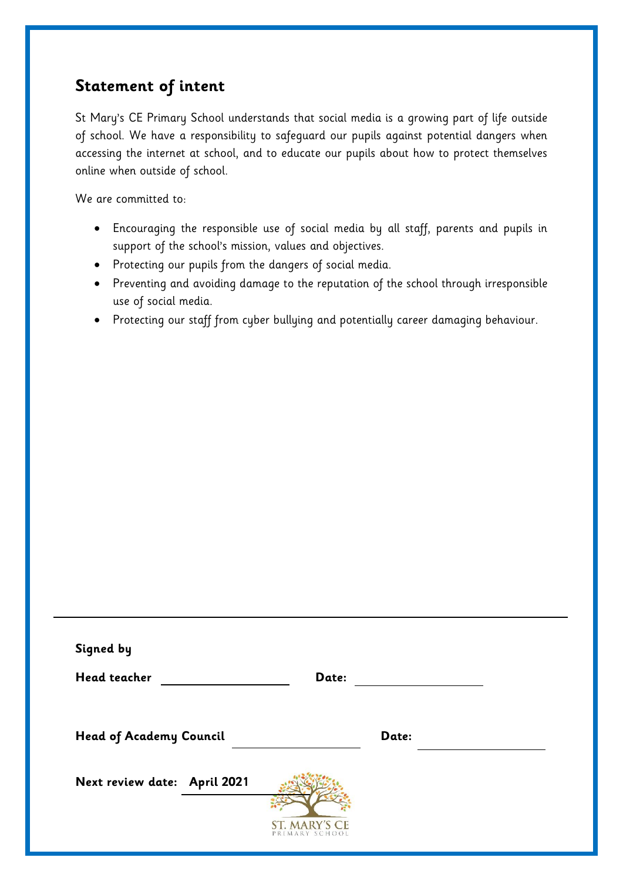## Statement of intent

St Mary's CE Primary School understands that social media is a growing part of life outside of school. We have a responsibility to safeguard our pupils against potential dangers when accessing the internet at school, and to educate our pupils about how to protect themselves online when outside of school.

We are committed to:

- Encouraging the responsible use of social media by all staff, parents and pupils in support of the school's mission, values and objectives.
- Protecting our pupils from the dangers of social media.
- Preventing and avoiding damage to the reputation of the school through irresponsible use of social media.
- Protecting our staff from cyber bullying and potentially career damaging behaviour.

---

**Signed by**

**Head teacher** \_\_\_\_\_\_\_\_\_\_\_\_\_\_\_\_\_\_ **Date:** \_\_\_\_\_\_\_\_\_\_\_\_\_\_\_\_\_\_

**Head of Academy Council** \_\_\_\_\_\_\_\_\_\_\_\_\_\_\_\_\_\_ **Date:** \_\_\_\_\_\_\_\_\_\_\_\_\_\_\_\_\_\_

**Next review date: April 2021**

ST. MARY'S CE PRIMARY SCHOOL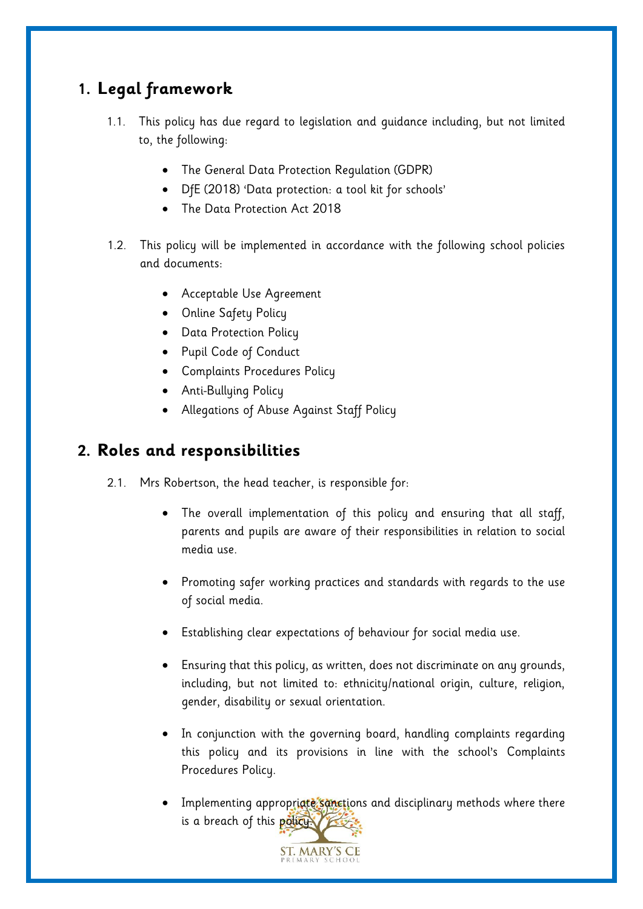## 1. Legal framework

1.1. This policy has due regard to legislation and guidance including, but not limited to, the following:

- The General Data Protection Regulation (GDPR)
- DfE (2018) 'Data protection: a tool kit for schools'
- The Data Protection Act 2018

1.2. This policy will be implemented in accordance with the following school policies and documents:

- Acceptable Use Agreement
- Online Safety Policy
- Data Protection Policy
- Pupil Code of Conduct
- Complaints Procedures Policy
- Anti-Bullying Policy
- Allegations of Abuse Against Staff Policy

## 2. Roles and responsibilities

2.1. Mrs Robertson, the head teacher, is responsible for:

- The overall implementation of this policy and ensuring that all staff, parents and pupils are aware of their responsibilities in relation to social media use.
- Promoting safer working practices and standards with regards to the use of social media.
- Establishing clear expectations of behaviour for social media use.
- Ensuring that this policy, as written, does not discriminate on any grounds, including, but not limited to: ethnicity/national origin, culture, religion, gender, disability or sexual orientation.
- In conjunction with the governing board, handling complaints regarding this policy and its provisions in line with the school's Complaints Procedures Policy.
- Implementing appropriate sanctions and disciplinary methods where there is a breach of this policy.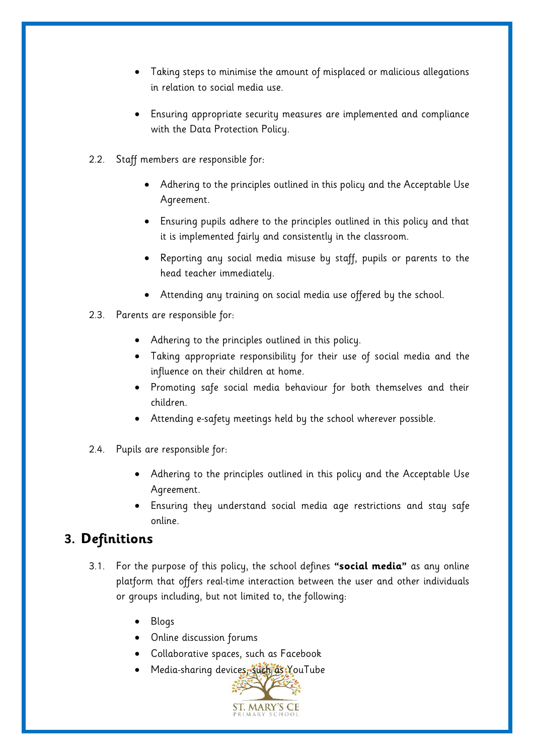- Taking steps to minimise the amount of misplaced or malicious allegations in relation to social media use.
- Ensuring appropriate security measures are implemented and compliance with the Data Protection Policy.

2.2. Staff members are responsible for:

- Adhering to the principles outlined in this policy and the Acceptable Use Agreement.
- Ensuring pupils adhere to the principles outlined in this policy and that it is implemented fairly and consistently in the classroom.
- Reporting any social media misuse by staff, pupils or parents to the head teacher immediately.
- Attending any training on social media use offered by the school.

2.3. Parents are responsible for:

- Adhering to the principles outlined in this policy.
- Taking appropriate responsibility for their use of social media and the influence on their children at home.
- Promoting safe social media behaviour for both themselves and their children.
- Attending e-safety meetings held by the school wherever possible.

2.4. Pupils are responsible for:

- Adhering to the principles outlined in this policy and the Acceptable Use Agreement.
- Ensuring they understand social media age restrictions and stay safe online.

## 3. Definitions

3.1. For the purpose of this policy, the school defines **"social media"** as any online platform that offers real-time interaction between the user and other individuals or groups including, but not limited to, the following:

- Blogs
- Online discussion forums
- Collaborative spaces, such as Facebook
- Media-sharing devices, such as YouTube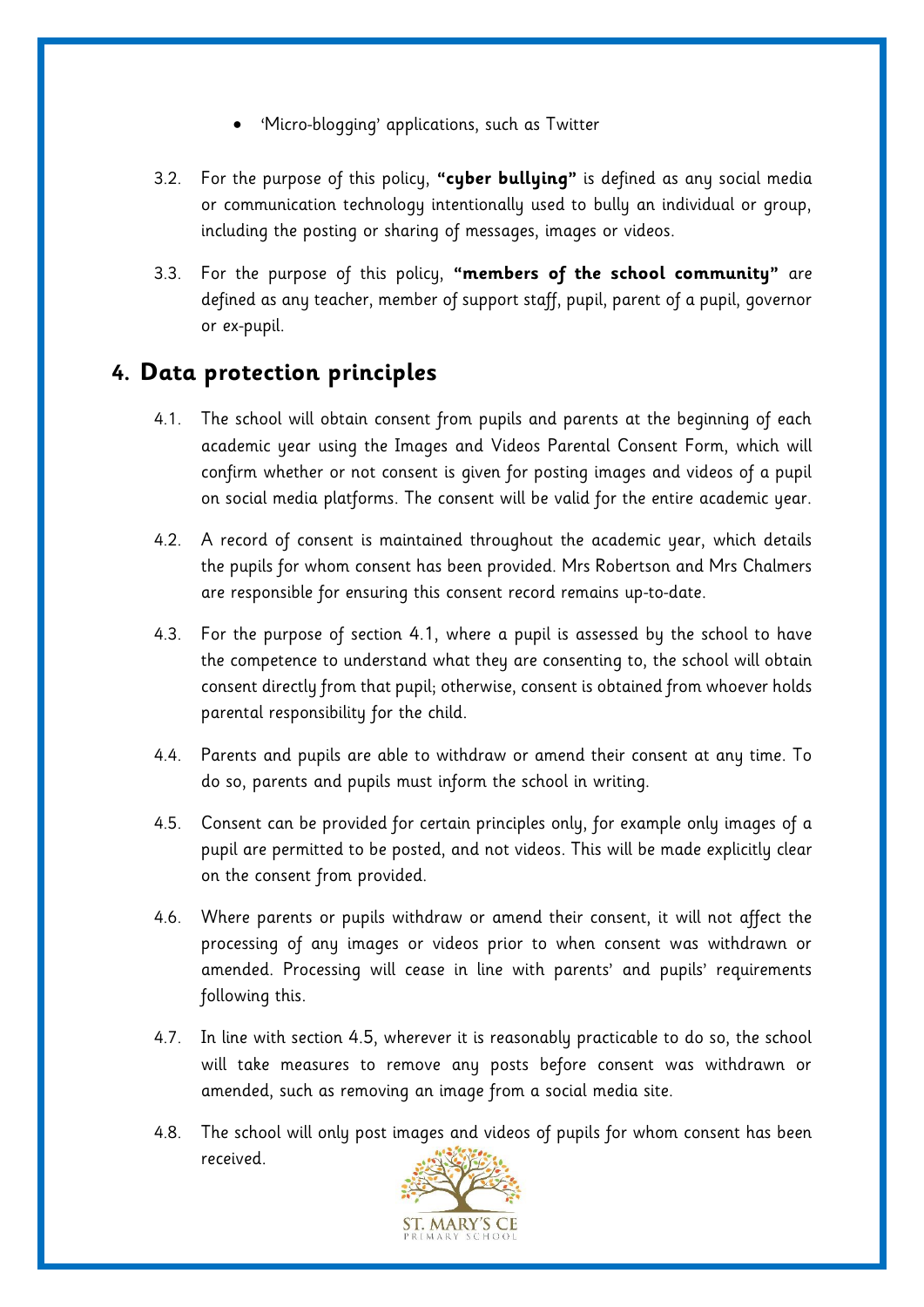- ‘Micro-blogging’ applications, such as Twitter

3.2. For the purpose of this policy, **“cyber bullying”** is defined as any social media or communication technology intentionally used to bully an individual or group, including the posting or sharing of messages, images or videos.

3.3. For the purpose of this policy, **“members of the school community”** are defined as any teacher, member of support staff, pupil, parent of a pupil, governor or ex-pupil.

## 4. Data protection principles

4.1. The school will obtain consent from pupils and parents at the beginning of each academic year using the Images and Videos Parental Consent Form, which will confirm whether or not consent is given for posting images and videos of a pupil on social media platforms. The consent will be valid for the entire academic year.

4.2. A record of consent is maintained throughout the academic year, which details the pupils for whom consent has been provided. Mrs Robertson and Mrs Chalmers are responsible for ensuring this consent record remains up-to-date.

4.3. For the purpose of section 4.1, where a pupil is assessed by the school to have the competence to understand what they are consenting to, the school will obtain consent directly from that pupil; otherwise, consent is obtained from whoever holds parental responsibility for the child.

4.4. Parents and pupils are able to withdraw or amend their consent at any time. To do so, parents and pupils must inform the school in writing.

4.5. Consent can be provided for certain principles only, for example only images of a pupil are permitted to be posted, and not videos. This will be made explicitly clear on the consent from provided.

4.6. Where parents or pupils withdraw or amend their consent, it will not affect the processing of any images or videos prior to when consent was withdrawn or amended. Processing will cease in line with parents’ and pupils’ requirements following this.

4.7. In line with section 4.5, wherever it is reasonably practicable to do so, the school will take measures to remove any posts before consent was withdrawn or amended, such as removing an image from a social media site.

4.8. The school will only post images and videos of pupils for whom consent has been received.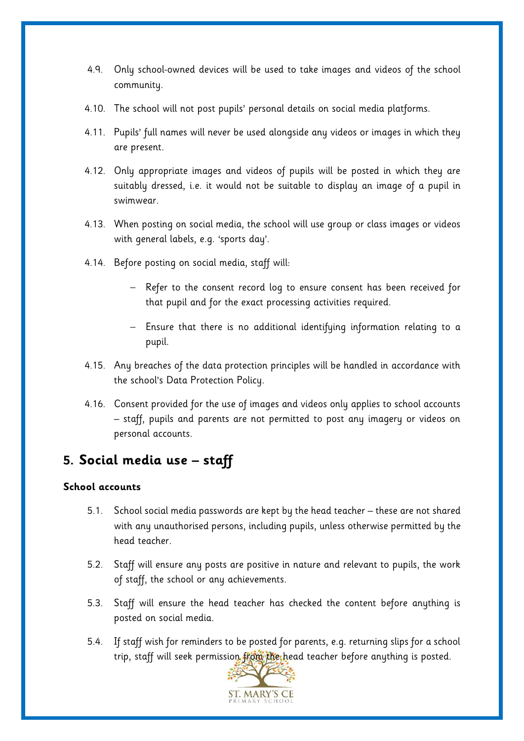4.9. Only school-owned devices will be used to take images and videos of the school community.

4.10. The school will not post pupils' personal details on social media platforms.

4.11. Pupils' full names will never be used alongside any videos or images in which they are present.

4.12. Only appropriate images and videos of pupils will be posted in which they are suitably dressed, i.e. it would not be suitable to display an image of a pupil in swimwear.

4.13. When posting on social media, the school will use group or class images or videos with general labels, e.g. 'sports day'.

4.14. Before posting on social media, staff will:

- Refer to the consent record log to ensure consent has been received for that pupil and for the exact processing activities required.
- Ensure that there is no additional identifying information relating to a pupil.

4.15. Any breaches of the data protection principles will be handled in accordance with the school's Data Protection Policy.

4.16. Consent provided for the use of images and videos only applies to school accounts – staff, pupils and parents are not permitted to post any imagery or videos on personal accounts.

## 5. Social media use – staff

**School accounts**

5.1. School social media passwords are kept by the head teacher – these are not shared with any unauthorised persons, including pupils, unless otherwise permitted by the head teacher.

5.2. Staff will ensure any posts are positive in nature and relevant to pupils, the work of staff, the school or any achievements.

5.3. Staff will ensure the head teacher has checked the content before anything is posted on social media.

5.4. If staff wish for reminders to be posted for parents, e.g. returning slips for a school trip, staff will seek permission from the head teacher before anything is posted.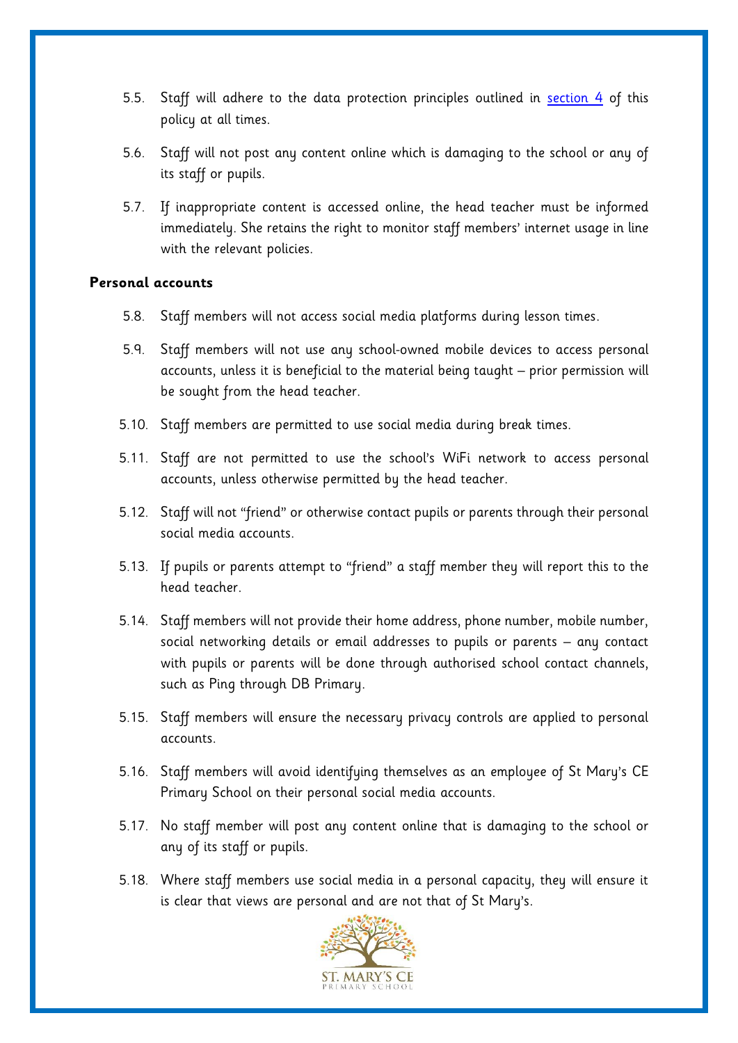5.5. Staff will adhere to the data protection principles outlined in [section 4](#) of this policy at all times.

5.6. Staff will not post any content online which is damaging to the school or any of its staff or pupils.

5.7. If inappropriate content is accessed online, the head teacher must be informed immediately. She retains the right to monitor staff members' internet usage in line with the relevant policies.

**Personal accounts**

5.8. Staff members will not access social media platforms during lesson times.

5.9. Staff members will not use any school-owned mobile devices to access personal accounts, unless it is beneficial to the material being taught – prior permission will be sought from the head teacher.

5.10. Staff members are permitted to use social media during break times.

5.11. Staff are not permitted to use the school's WiFi network to access personal accounts, unless otherwise permitted by the head teacher.

5.12. Staff will not "friend" or otherwise contact pupils or parents through their personal social media accounts.

5.13. If pupils or parents attempt to "friend" a staff member they will report this to the head teacher.

5.14. Staff members will not provide their home address, phone number, mobile number, social networking details or email addresses to pupils or parents – any contact with pupils or parents will be done through authorised school contact channels, such as Ping through DB Primary.

5.15. Staff members will ensure the necessary privacy controls are applied to personal accounts.

5.16. Staff members will avoid identifying themselves as an employee of St Mary's CE Primary School on their personal social media accounts.

5.17. No staff member will post any content online that is damaging to the school or any of its staff or pupils.

5.18. Where staff members use social media in a personal capacity, they will ensure it is clear that views are personal and are not that of St Mary's.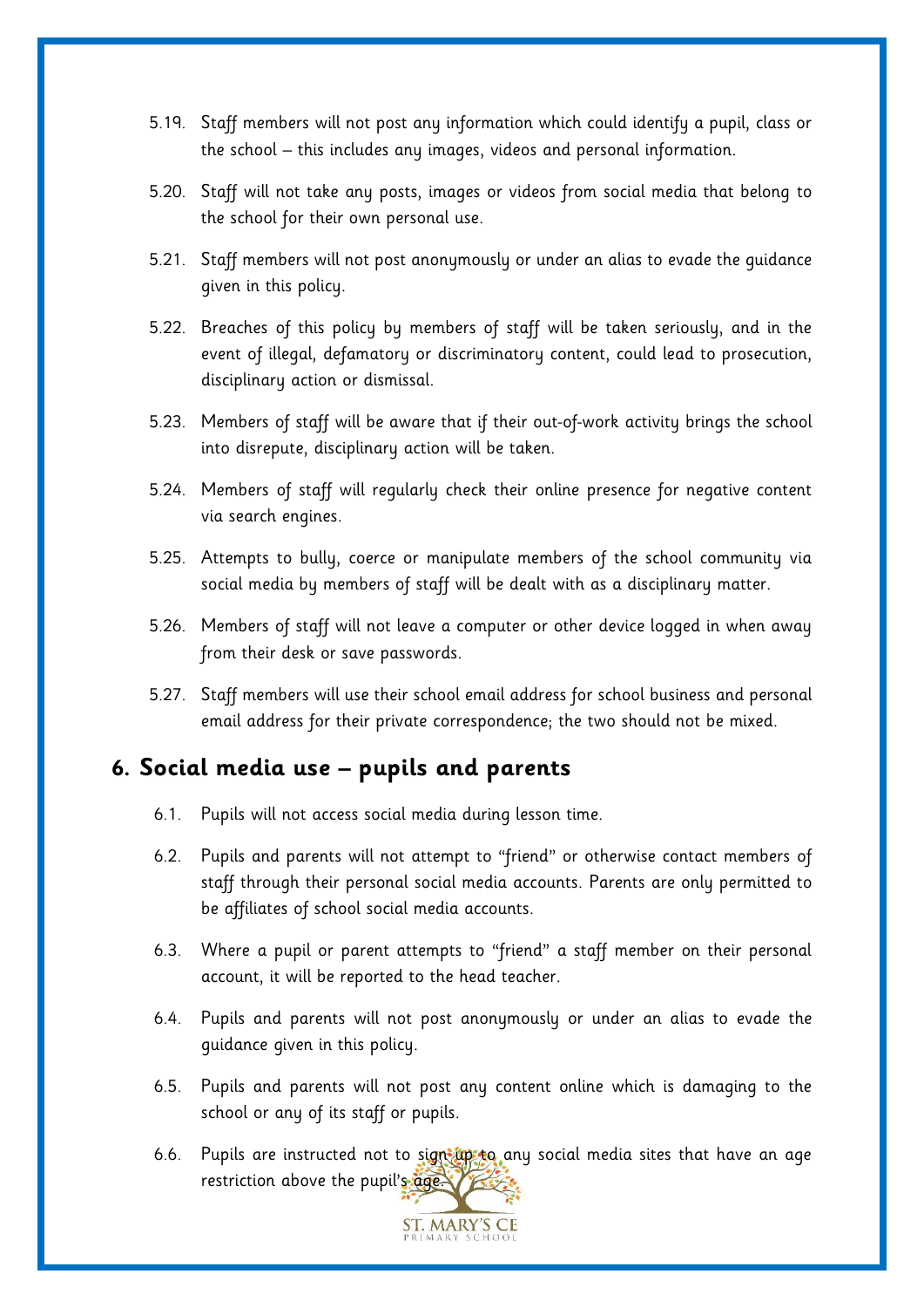5.19. Staff members will not post any information which could identify a pupil, class or the school – this includes any images, videos and personal information.

5.20. Staff will not take any posts, images or videos from social media that belong to the school for their own personal use.

5.21. Staff members will not post anonymously or under an alias to evade the guidance given in this policy.

5.22. Breaches of this policy by members of staff will be taken seriously, and in the event of illegal, defamatory or discriminatory content, could lead to prosecution, disciplinary action or dismissal.

5.23. Members of staff will be aware that if their out-of-work activity brings the school into disrepute, disciplinary action will be taken.

5.24. Members of staff will regularly check their online presence for negative content via search engines.

5.25. Attempts to bully, coerce or manipulate members of the school community via social media by members of staff will be dealt with as a disciplinary matter.

5.26. Members of staff will not leave a computer or other device logged in when away from their desk or save passwords.

5.27. Staff members will use their school email address for school business and personal email address for their private correspondence; the two should not be mixed.

## 6. Social media use – pupils and parents

6.1. Pupils will not access social media during lesson time.

6.2. Pupils and parents will not attempt to "friend" or otherwise contact members of staff through their personal social media accounts. Parents are only permitted to be affiliates of school social media accounts.

6.3. Where a pupil or parent attempts to "friend" a staff member on their personal account, it will be reported to the head teacher.

6.4. Pupils and parents will not post anonymously or under an alias to evade the guidance given in this policy.

6.5. Pupils and parents will not post any content online which is damaging to the school or any of its staff or pupils.

6.6. Pupils are instructed not to sign up to any social media sites that have an age restriction above the pupil's age.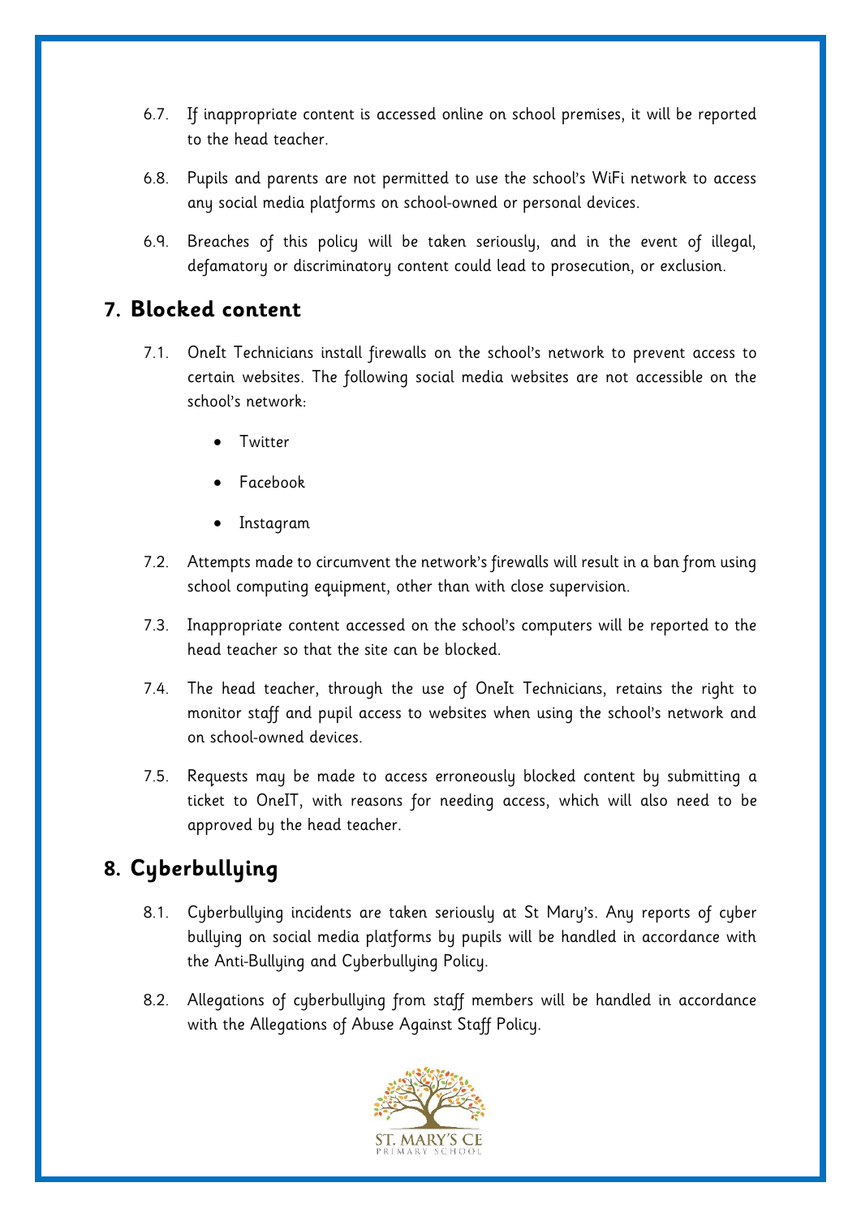6.7. If inappropriate content is accessed online on school premises, it will be reported to the head teacher.

6.8. Pupils and parents are not permitted to use the school's WiFi network to access any social media platforms on school-owned or personal devices.

6.9. Breaches of this policy will be taken seriously, and in the event of illegal, defamatory or discriminatory content could lead to prosecution, or exclusion.

## 7. Blocked content

7.1. OneIt Technicians install firewalls on the school's network to prevent access to certain websites. The following social media websites are not accessible on the school's network:

- Twitter
- Facebook
- Instagram

7.2. Attempts made to circumvent the network's firewalls will result in a ban from using school computing equipment, other than with close supervision.

7.3. Inappropriate content accessed on the school's computers will be reported to the head teacher so that the site can be blocked.

7.4. The head teacher, through the use of OneIt Technicians, retains the right to monitor staff and pupil access to websites when using the school's network and on school-owned devices.

7.5. Requests may be made to access erroneously blocked content by submitting a ticket to OneIT, with reasons for needing access, which will also need to be approved by the head teacher.

## 8. Cyberbullying

8.1. Cyberbullying incidents are taken seriously at St Mary's. Any reports of cyber bullying on social media platforms by pupils will be handled in accordance with the Anti-Bullying and Cyberbullying Policy.

8.2. Allegations of cyberbullying from staff members will be handled in accordance with the Allegations of Abuse Against Staff Policy.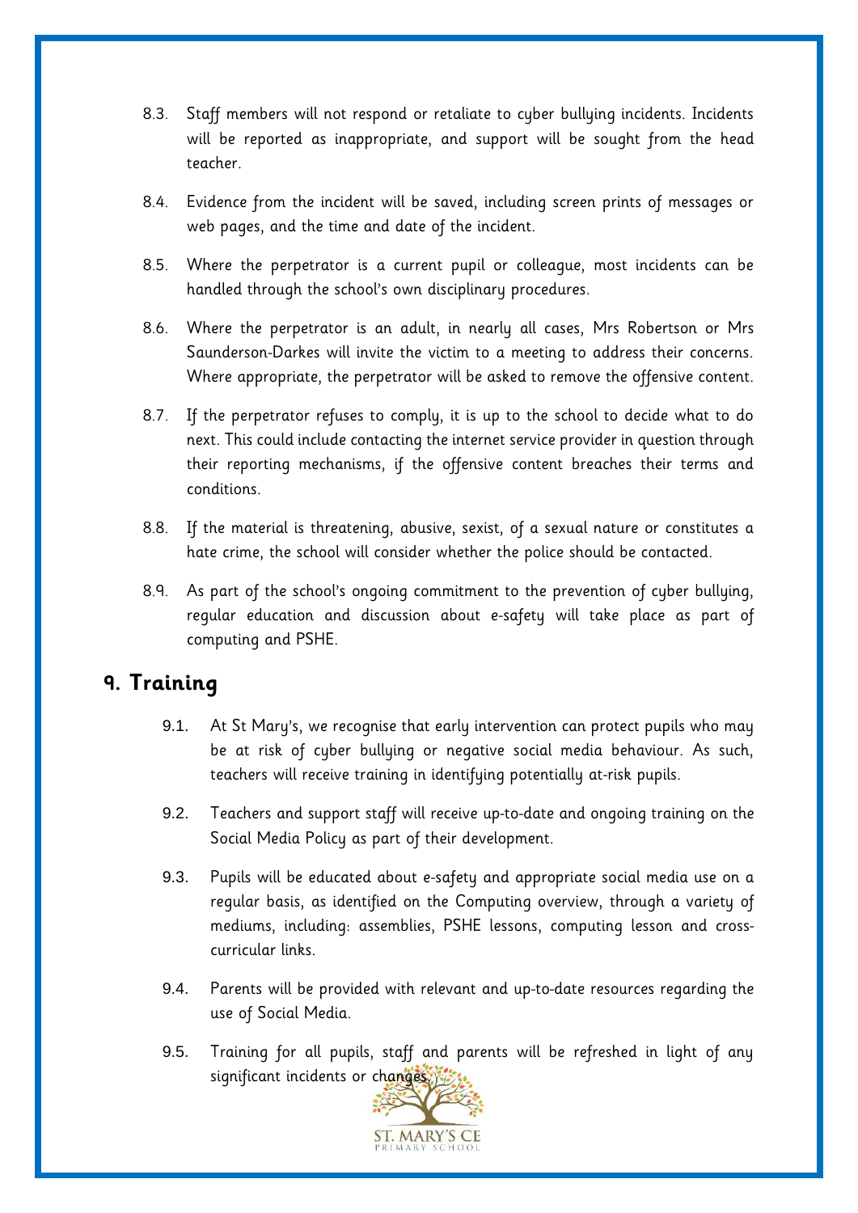8.3. Staff members will not respond or retaliate to cyber bullying incidents. Incidents will be reported as inappropriate, and support will be sought from the head teacher.

8.4. Evidence from the incident will be saved, including screen prints of messages or web pages, and the time and date of the incident.

8.5. Where the perpetrator is a current pupil or colleague, most incidents can be handled through the school's own disciplinary procedures.

8.6. Where the perpetrator is an adult, in nearly all cases, Mrs Robertson or Mrs Saunderson-Darkes will invite the victim to a meeting to address their concerns. Where appropriate, the perpetrator will be asked to remove the offensive content.

8.7. If the perpetrator refuses to comply, it is up to the school to decide what to do next. This could include contacting the internet service provider in question through their reporting mechanisms, if the offensive content breaches their terms and conditions.

8.8. If the material is threatening, abusive, sexist, of a sexual nature or constitutes a hate crime, the school will consider whether the police should be contacted.

8.9. As part of the school's ongoing commitment to the prevention of cyber bullying, regular education and discussion about e-safety will take place as part of computing and PSHE.

## 9. Training

9.1. At St Mary's, we recognise that early intervention can protect pupils who may be at risk of cyber bullying or negative social media behaviour. As such, teachers will receive training in identifying potentially at-risk pupils.

9.2. Teachers and support staff will receive up-to-date and ongoing training on the Social Media Policy as part of their development.

9.3. Pupils will be educated about e-safety and appropriate social media use on a regular basis, as identified on the Computing overview, through a variety of mediums, including: assemblies, PSHE lessons, computing lesson and cross-curricular links.

9.4. Parents will be provided with relevant and up-to-date resources regarding the use of Social Media.

9.5. Training for all pupils, staff and parents will be refreshed in light of any significant incidents or changes.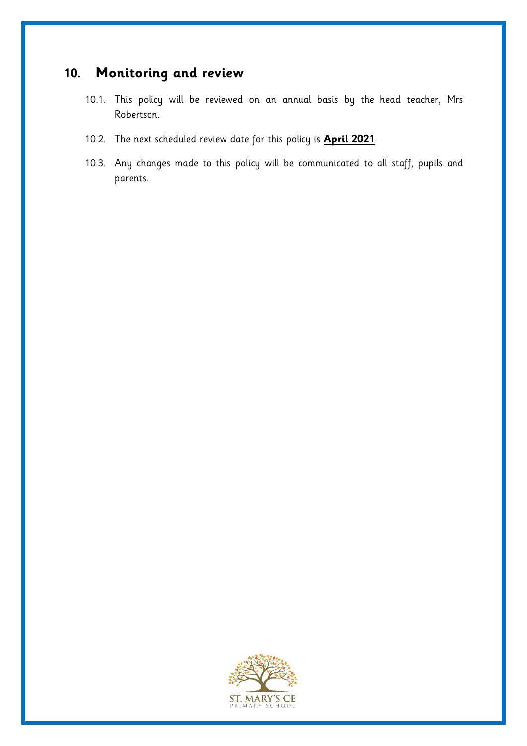## 10. Monitoring and review

10.1. This policy will be reviewed on an annual basis by the head teacher, Mrs Robertson.

10.2. The next scheduled review date for this policy is **April 2021**.

10.3. Any changes made to this policy will be communicated to all staff, pupils and parents.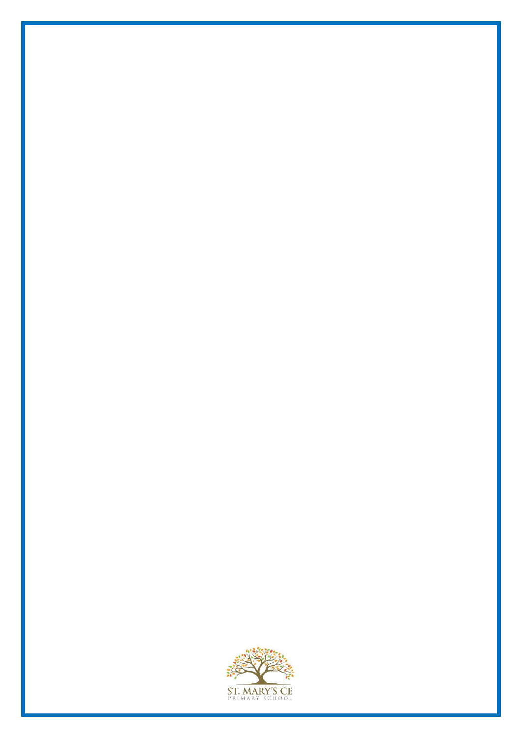ST. MARY'S CE
PRIMARY SCHOOL